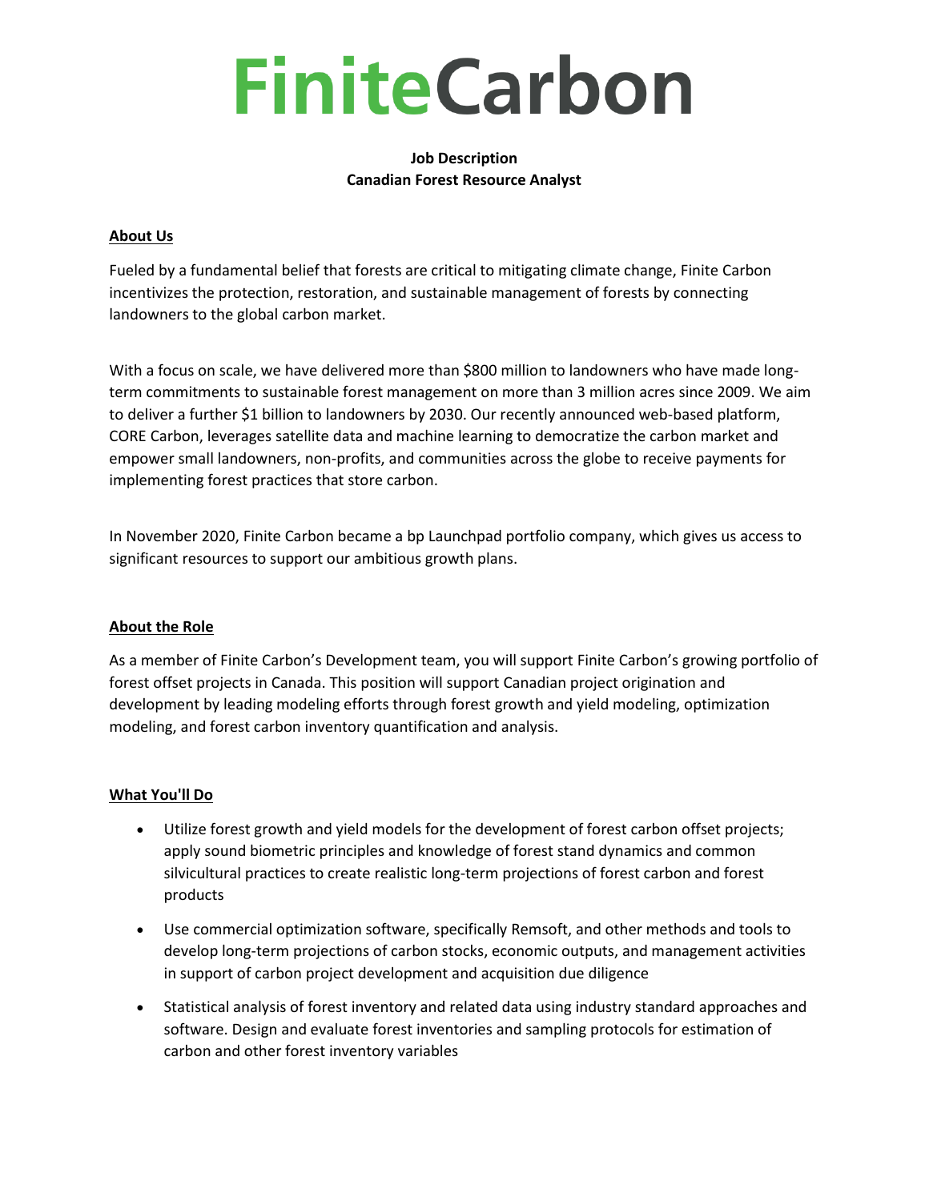# FiniteCarbon

**Job Description**
**Canadian Forest Resource Analyst**

## About Us

Fueled by a fundamental belief that forests are critical to mitigating climate change, Finite Carbon incentivizes the protection, restoration, and sustainable management of forests by connecting landowners to the global carbon market.

With a focus on scale, we have delivered more than $800 million to landowners who have made long-term commitments to sustainable forest management on more than 3 million acres since 2009. We aim to deliver a further $1 billion to landowners by 2030. Our recently announced web-based platform, CORE Carbon, leverages satellite data and machine learning to democratize the carbon market and empower small landowners, non-profits, and communities across the globe to receive payments for implementing forest practices that store carbon.

In November 2020, Finite Carbon became a bp Launchpad portfolio company, which gives us access to significant resources to support our ambitious growth plans.

## About the Role

As a member of Finite Carbon's Development team, you will support Finite Carbon's growing portfolio of forest offset projects in Canada. This position will support Canadian project origination and development by leading modeling efforts through forest growth and yield modeling, optimization modeling, and forest carbon inventory quantification and analysis.

## What You'll Do

- Utilize forest growth and yield models for the development of forest carbon offset projects; apply sound biometric principles and knowledge of forest stand dynamics and common silvicultural practices to create realistic long-term projections of forest carbon and forest products
- Use commercial optimization software, specifically Remsoft, and other methods and tools to develop long-term projections of carbon stocks, economic outputs, and management activities in support of carbon project development and acquisition due diligence
- Statistical analysis of forest inventory and related data using industry standard approaches and software. Design and evaluate forest inventories and sampling protocols for estimation of carbon and other forest inventory variables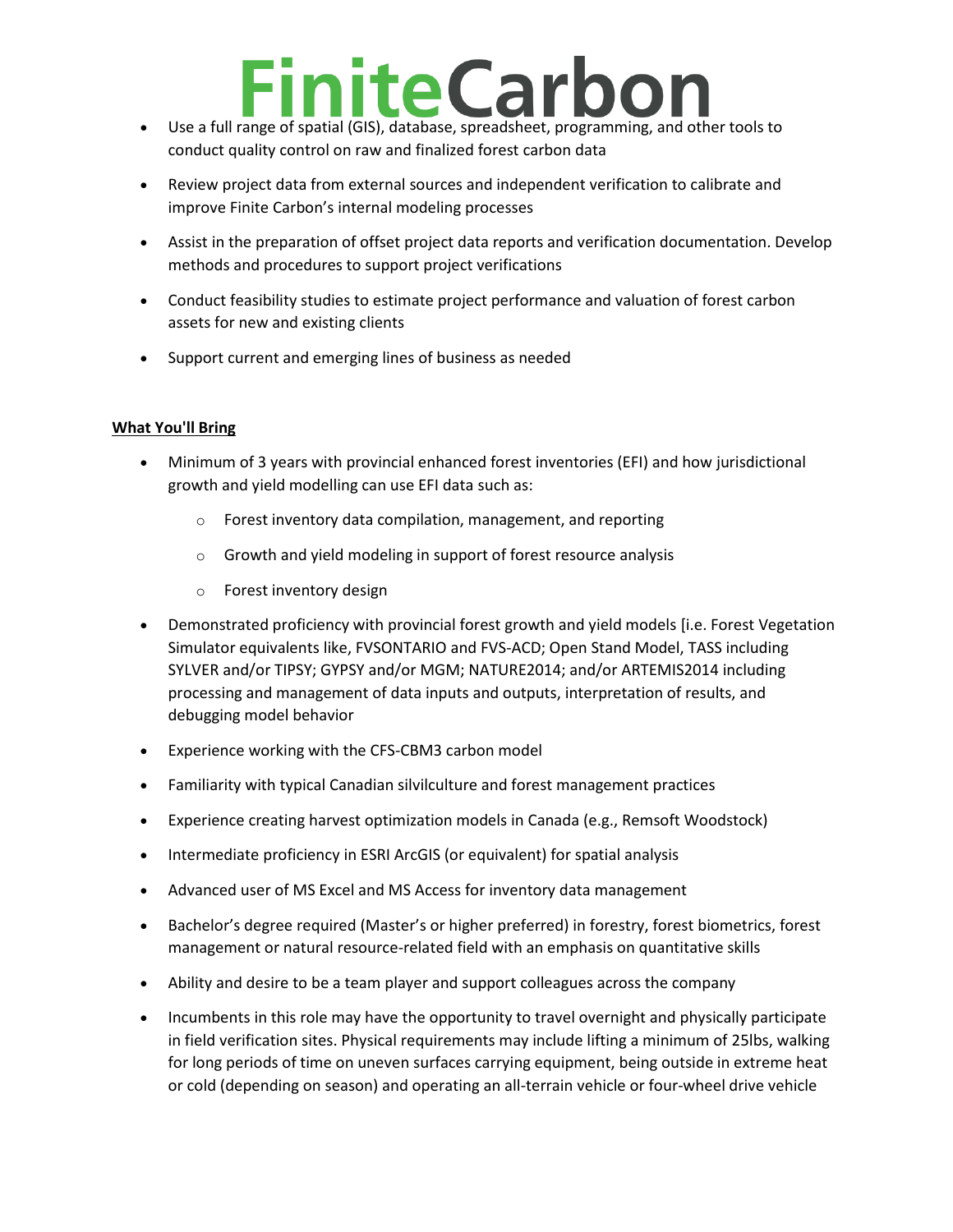- Use a full range of spatial (GIS), database, spreadsheet, programming, and other tools to conduct quality control on raw and finalized forest carbon data
- Review project data from external sources and independent verification to calibrate and improve Finite Carbon's internal modeling processes
- Assist in the preparation of offset project data reports and verification documentation. Develop methods and procedures to support project verifications
- Conduct feasibility studies to estimate project performance and valuation of forest carbon assets for new and existing clients
- Support current and emerging lines of business as needed

**What You'll Bring**

- Minimum of 3 years with provincial enhanced forest inventories (EFI) and how jurisdictional growth and yield modelling can use EFI data such as:
    - Forest inventory data compilation, management, and reporting
    - Growth and yield modeling in support of forest resource analysis
    - Forest inventory design
- Demonstrated proficiency with provincial forest growth and yield models [i.e. Forest Vegetation Simulator equivalents like, FVSONTARIO and FVS-ACD; Open Stand Model, TASS including SYLVER and/or TIPSY; GYPSY and/or MGM; NATURE2014; and/or ARTEMIS2014 including processing and management of data inputs and outputs, interpretation of results, and debugging model behavior
- Experience working with the CFS-CBM3 carbon model
- Familiarity with typical Canadian silvilculture and forest management practices
- Experience creating harvest optimization models in Canada (e.g., Remsoft Woodstock)
- Intermediate proficiency in ESRI ArcGIS (or equivalent) for spatial analysis
- Advanced user of MS Excel and MS Access for inventory data management
- Bachelor's degree required (Master's or higher preferred) in forestry, forest biometrics, forest management or natural resource-related field with an emphasis on quantitative skills
- Ability and desire to be a team player and support colleagues across the company
- Incumbents in this role may have the opportunity to travel overnight and physically participate in field verification sites. Physical requirements may include lifting a minimum of 25lbs, walking for long periods of time on uneven surfaces carrying equipment, being outside in extreme heat or cold (depending on season) and operating an all-terrain vehicle or four-wheel drive vehicle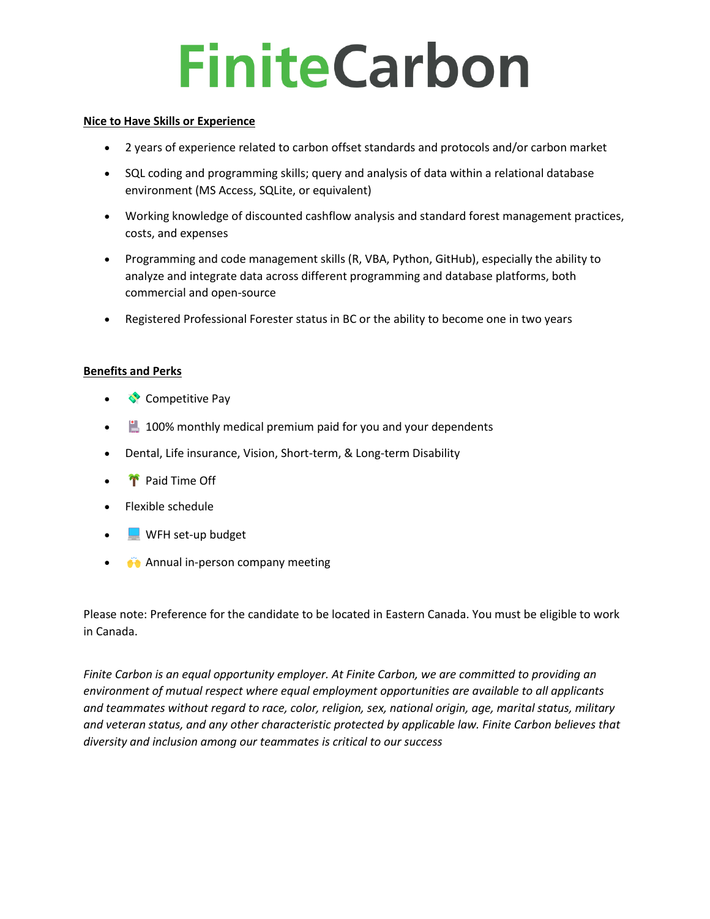# FiniteCarbon

**Nice to Have Skills or Experience**

- 2 years of experience related to carbon offset standards and protocols and/or carbon market
- SQL coding and programming skills; query and analysis of data within a relational database environment (MS Access, SQLite, or equivalent)
- Working knowledge of discounted cashflow analysis and standard forest management practices, costs, and expenses
- Programming and code management skills (R, VBA, Python, GitHub), especially the ability to analyze and integrate data across different programming and database platforms, both commercial and open-source
- Registered Professional Forester status in BC or the ability to become one in two years

**Benefits and Perks**

- 💸 Competitive Pay
- 🏥 100% monthly medical premium paid for you and your dependents
- Dental, Life insurance, Vision, Short-term, & Long-term Disability
- 🌴 Paid Time Off
- Flexible schedule
- 💻 WFH set-up budget
- 🙌 Annual in-person company meeting

Please note: Preference for the candidate to be located in Eastern Canada. You must be eligible to work in Canada.

*Finite Carbon is an equal opportunity employer. At Finite Carbon, we are committed to providing an environment of mutual respect where equal employment opportunities are available to all applicants and teammates without regard to race, color, religion, sex, national origin, age, marital status, military and veteran status, and any other characteristic protected by applicable law. Finite Carbon believes that diversity and inclusion among our teammates is critical to our success*